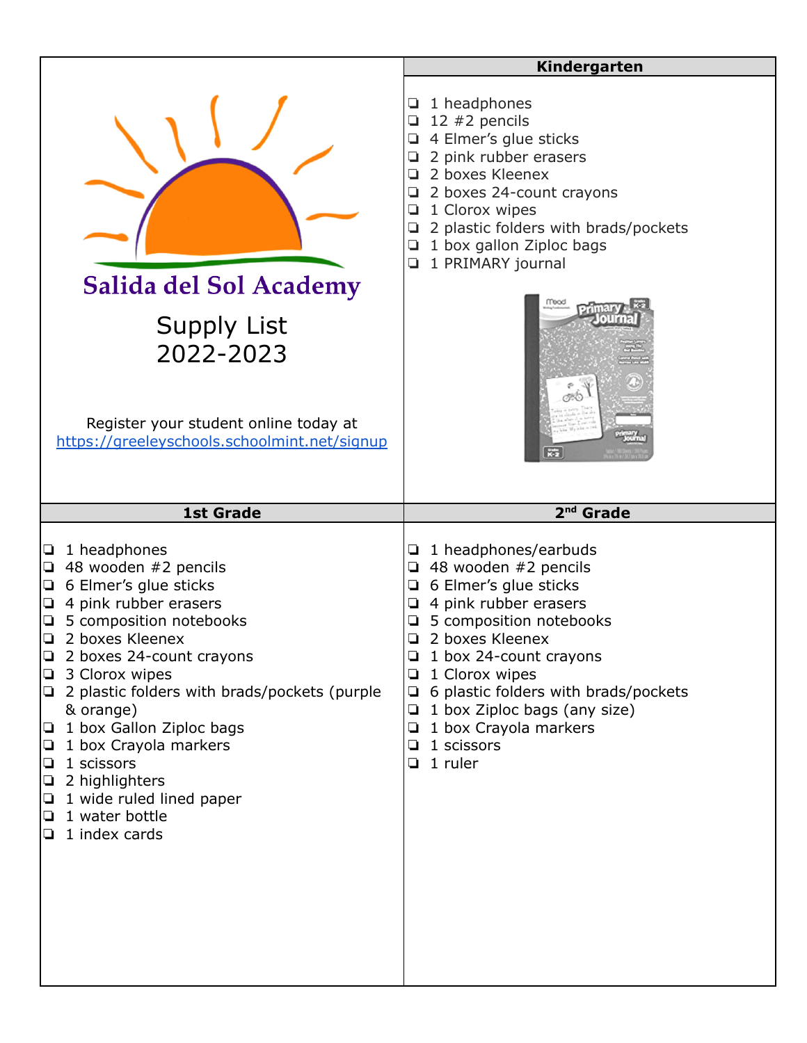# Salida del Sol Academy

## Supply List 2022-2023

Register your student online today at https://greeleyschools.schoolmint.net/signup

### Kindergarten

- ❏ 1 headphones
- ❏ 12 #2 pencils
- ❏ 4 Elmer's glue sticks
- ❏ 2 pink rubber erasers
- ❏ 2 boxes Kleenex
- ❏ 2 boxes 24-count crayons
- ❏ 1 Clorox wipes
- ❏ 2 plastic folders with brads/pockets
- ❏ 1 box gallon Ziploc bags
- ❏ 1 PRIMARY journal

### 1st Grade

- ❏ 1 headphones
- ❏ 48 wooden #2 pencils
- ❏ 6 Elmer's glue sticks
- ❏ 4 pink rubber erasers
- ❏ 5 composition notebooks
- ❏ 2 boxes Kleenex
- ❏ 2 boxes 24-count crayons
- ❏ 3 Clorox wipes
- ❏ 2 plastic folders with brads/pockets (purple & orange)
- ❏ 1 box Gallon Ziploc bags
- ❏ 1 box Crayola markers
- ❏ 1 scissors
- ❏ 2 highlighters
- ❏ 1 wide ruled lined paper
- ❏ 1 water bottle
- ❏ 1 index cards

### 2nd Grade

- ❏ 1 headphones/earbuds
- ❏ 48 wooden #2 pencils
- ❏ 6 Elmer's glue sticks
- ❏ 4 pink rubber erasers
- ❏ 5 composition notebooks
- ❏ 2 boxes Kleenex
- ❏ 1 box 24-count crayons
- ❏ 1 Clorox wipes
- ❏ 6 plastic folders with brads/pockets
- ❏ 1 box Ziploc bags (any size)
- ❏ 1 box Crayola markers
- ❏ 1 scissors
- ❏ 1 ruler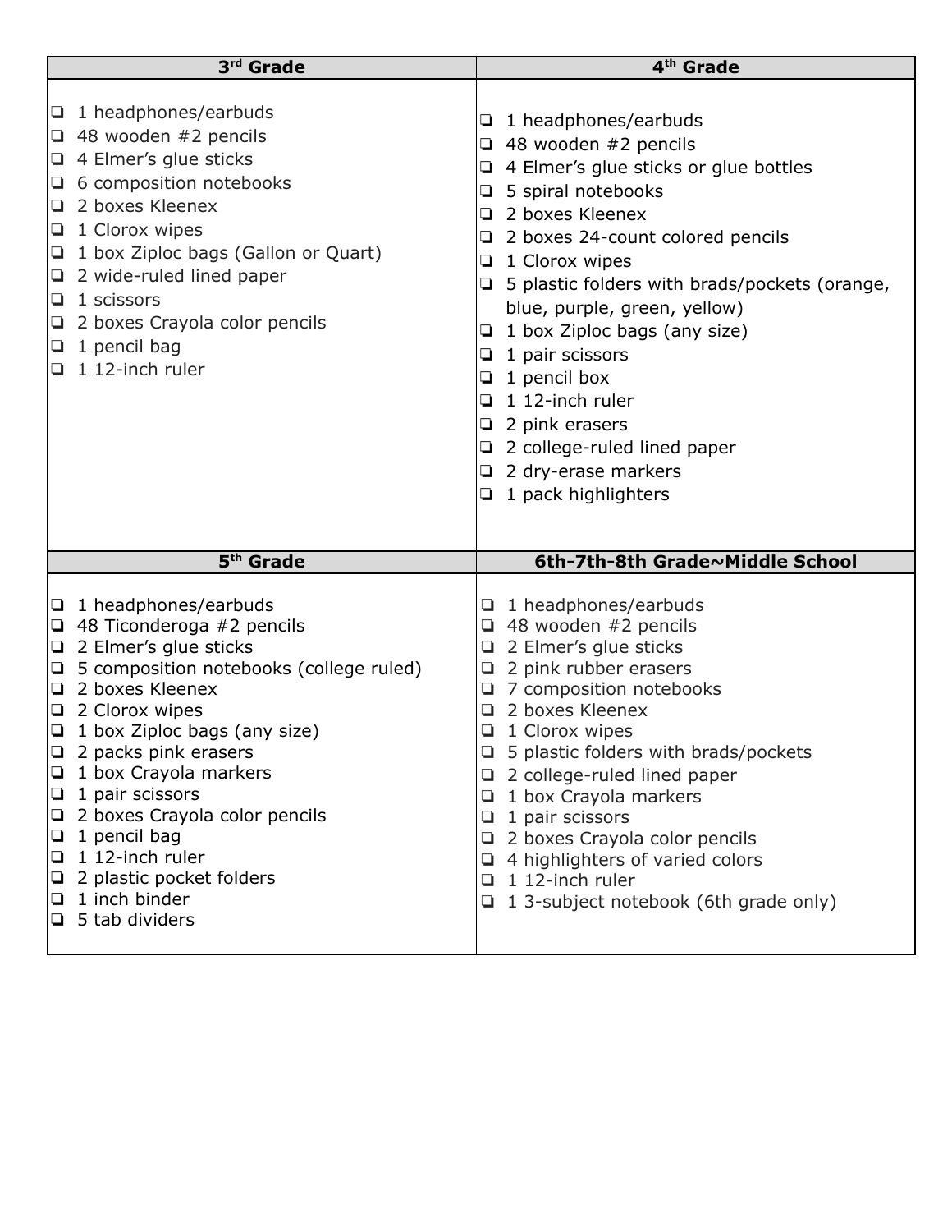| 3rd Grade | 4th Grade |
|---|---|
| ❏ 1 headphones/earbuds<br>❏ 48 wooden #2 pencils<br>❏ 4 Elmer's glue sticks<br>❏ 6 composition notebooks<br>❏ 2 boxes Kleenex<br>❏ 1 Clorox wipes<br>❏ 1 box Ziploc bags (Gallon or Quart)<br>❏ 2 wide-ruled lined paper<br>❏ 1 scissors<br>❏ 2 boxes Crayola color pencils<br>❏ 1 pencil bag<br>❏ 1 12-inch ruler | ❏ 1 headphones/earbuds<br>❏ 48 wooden #2 pencils<br>❏ 4 Elmer's glue sticks or glue bottles<br>❏ 5 spiral notebooks<br>❏ 2 boxes Kleenex<br>❏ 2 boxes 24-count colored pencils<br>❏ 1 Clorox wipes<br>❏ 5 plastic folders with brads/pockets (orange, blue, purple, green, yellow)<br>❏ 1 box Ziploc bags (any size)<br>❏ 1 pair scissors<br>❏ 1 pencil box<br>❏ 1 12-inch ruler<br>❏ 2 pink erasers<br>❏ 2 college-ruled lined paper<br>❏ 2 dry-erase markers<br>❏ 1 pack highlighters |
| **5th Grade** | **6th-7th-8th Grade~Middle School** |
| ❏ 1 headphones/earbuds<br>❏ 48 Ticonderoga #2 pencils<br>❏ 2 Elmer's glue sticks<br>❏ 5 composition notebooks (college ruled)<br>❏ 2 boxes Kleenex<br>❏ 2 Clorox wipes<br>❏ 1 box Ziploc bags (any size)<br>❏ 2 packs pink erasers<br>❏ 1 box Crayola markers<br>❏ 1 pair scissors<br>❏ 2 boxes Crayola color pencils<br>❏ 1 pencil bag<br>❏ 1 12-inch ruler<br>❏ 2 plastic pocket folders<br>❏ 1 inch binder<br>❏ 5 tab dividers | ❏ 1 headphones/earbuds<br>❏ 48 wooden #2 pencils<br>❏ 2 Elmer's glue sticks<br>❏ 2 pink rubber erasers<br>❏ 7 composition notebooks<br>❏ 2 boxes Kleenex<br>❏ 1 Clorox wipes<br>❏ 5 plastic folders with brads/pockets<br>❏ 2 college-ruled lined paper<br>❏ 1 box Crayola markers<br>❏ 1 pair scissors<br>❏ 2 boxes Crayola color pencils<br>❏ 4 highlighters of varied colors<br>❏ 1 12-inch ruler<br>❏ 1 3-subject notebook (6th grade only) |